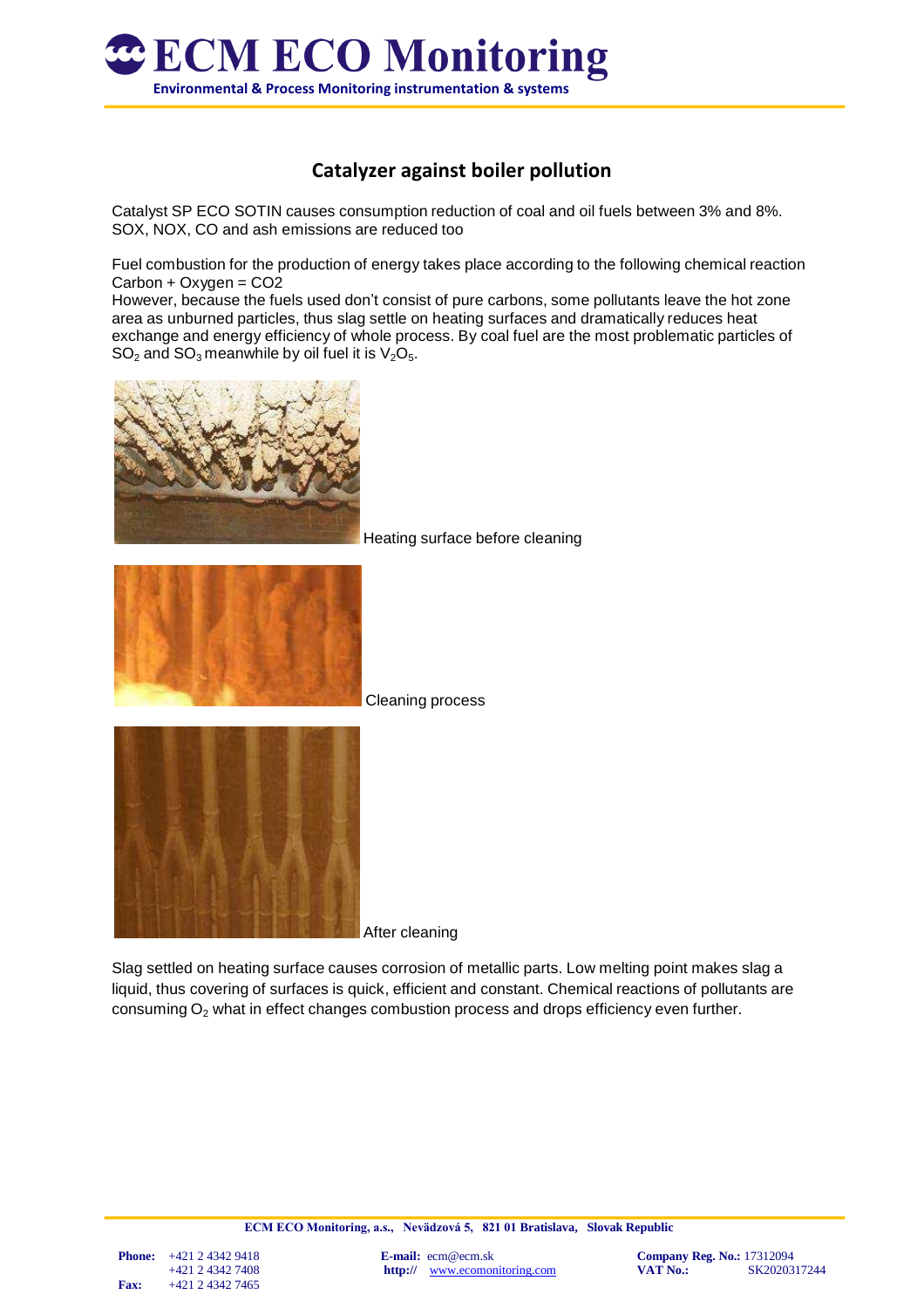## Catalyzer against boiler pollution

Catalyst SP ECO SOTIN causes consumption reduction of coal and oil fuels between 3% and 8%. SOX, NOX, CO and ash emissions are reduced too

Fuel combustion for the production of energy takes place according to the following chemical reaction
Carbon + Oxygen = CO2
However, because the fuels used don't consist of pure carbons, some pollutants leave the hot zone area as unburned particles, thus slag settle on heating surfaces and dramatically reduces heat exchange and energy efficiency of whole process. By coal fuel are the most problematic particles of $SO_2$ and $SO_3$ meanwhile by oil fuel it is $V_2O_5$.

Heating surface before cleaning

Cleaning process

After cleaning

Slag settled on heating surface causes corrosion of metallic parts. Low melting point makes slag a liquid, thus covering of surfaces is quick, efficient and constant. Chemical reactions of pollutants are consuming $O_2$ what in effect changes combustion process and drops efficiency even further.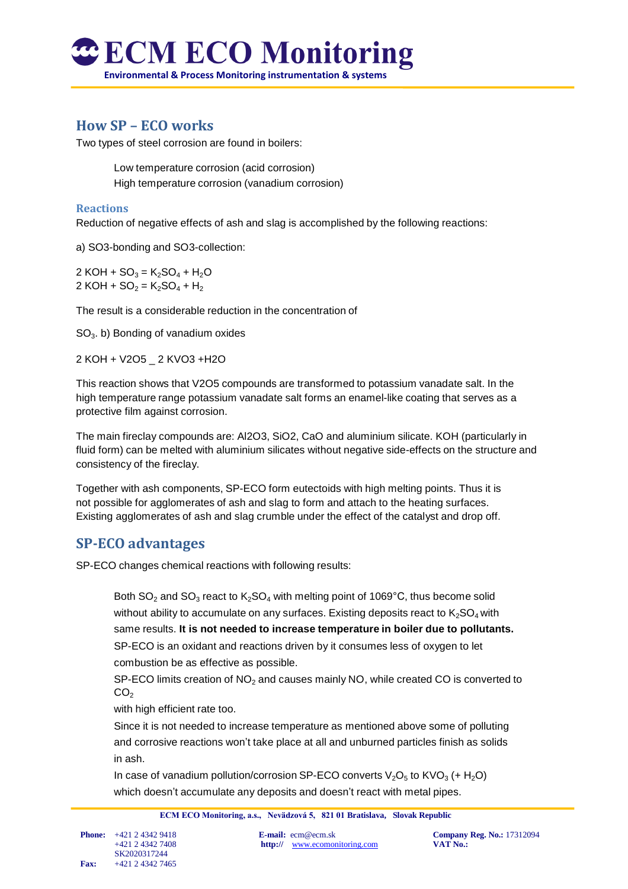## How SP – ECO works

Two types of steel corrosion are found in boilers:

Low temperature corrosion (acid corrosion)
High temperature corrosion (vanadium corrosion)

### Reactions

Reduction of negative effects of ash and slag is accomplished by the following reactions:

a) SO3-bonding and SO3-collection:

$2\ KOH + SO_3 = K_2SO_4 + H_2O$
$2\ KOH + SO_2 = K_2SO_4 + H_2$

The result is a considerable reduction in the concentration of

$SO_3$. b) Bonding of vanadium oxides

2 KOH + V2O5 _ 2 KVO3 +H2O

This reaction shows that V2O5 compounds are transformed to potassium vanadate salt. In the high temperature range potassium vanadate salt forms an enamel-like coating that serves as a protective film against corrosion.

The main fireclay compounds are: Al2O3, SiO2, CaO and aluminium silicate. KOH (particularly in fluid form) can be melted with aluminium silicates without negative side-effects on the structure and consistency of the fireclay.

Together with ash components, SP-ECO form eutectoids with high melting points. Thus it is not possible for agglomerates of ash and slag to form and attach to the heating surfaces. Existing agglomerates of ash and slag crumble under the effect of the catalyst and drop off.

## SP-ECO advantages

SP-ECO changes chemical reactions with following results:

Both $SO_2$ and $SO_3$ react to $K_2SO_4$ with melting point of 1069°C, thus become solid without ability to accumulate on any surfaces. Existing deposits react to $K_2SO_4$ with same results. **It is not needed to increase temperature in boiler due to pollutants.**

SP-ECO is an oxidant and reactions driven by it consumes less of oxygen to let combustion be as effective as possible.

SP-ECO limits creation of $NO_2$ and causes mainly NO, while created CO is converted to $CO_2$ with high efficient rate too.

Since it is not needed to increase temperature as mentioned above some of polluting and corrosive reactions won't take place at all and unburned particles finish as solids in ash.

In case of vanadium pollution/corrosion SP-ECO converts $V_2O_5$ to $KVO_3$ (+ $H_2O$) which doesn't accumulate any deposits and doesn't react with metal pipes.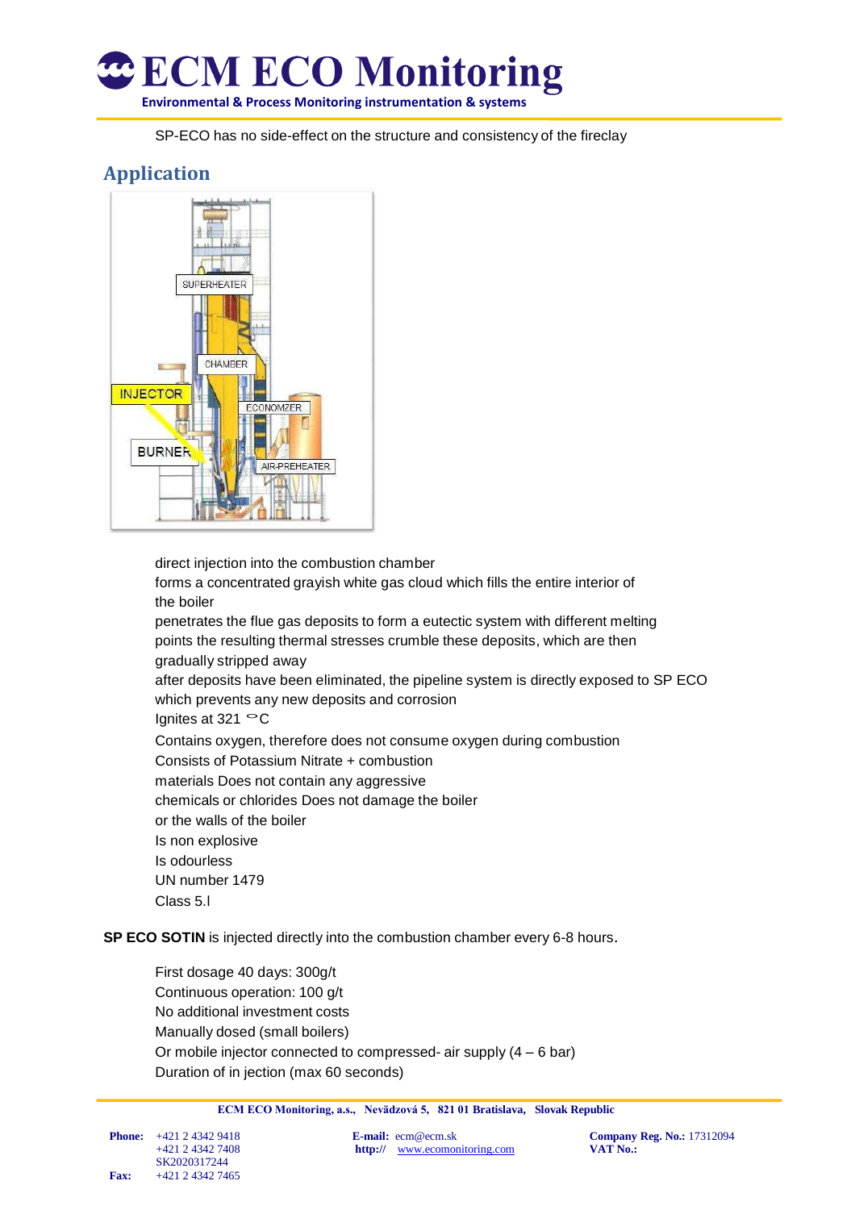SP-ECO has no side-effect on the structure and consistency of the fireclay

## Application

SUPERHEATER

CHAMBER

INJECTOR

ECONOMZER

BURNER

AIR-PREHEATER

direct injection into the combustion chamber
forms a concentrated grayish white gas cloud which fills the entire interior of the boiler
penetrates the flue gas deposits to form a eutectic system with different melting points the resulting thermal stresses crumble these deposits, which are then gradually stripped away
after deposits have been eliminated, the pipeline system is directly exposed to SP ECO which prevents any new deposits and corrosion
Ignites at 321 °C
Contains oxygen, therefore does not consume oxygen during combustion
Consists of Potassium Nitrate + combustion materials Does not contain any aggressive chemicals or chlorides Does not damage the boiler or the walls of the boiler
Is non explosive
Is odourless
UN number 1479
Class 5.I

**SP ECO SOTIN** is injected directly into the combustion chamber every 6-8 hours.

First dosage 40 days: 300g/t
Continuous operation: 100 g/t
No additional investment costs
Manually dosed (small boilers)
Or mobile injector connected to compressed- air supply (4 – 6 bar)
Duration of in jection (max 60 seconds)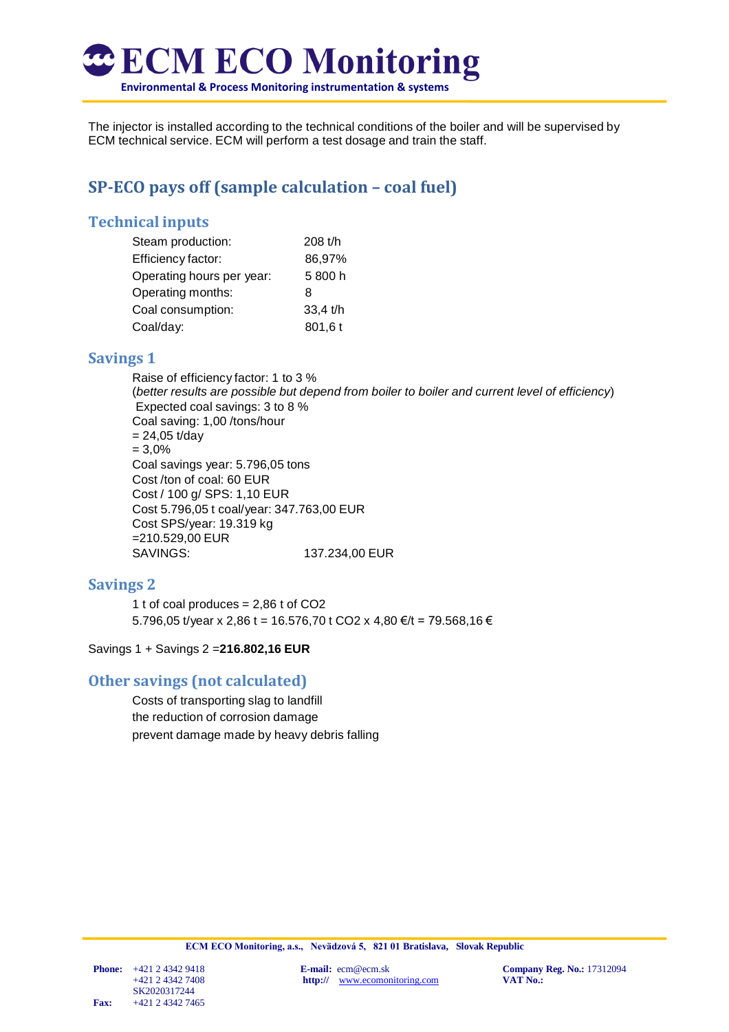The injector is installed according to the technical conditions of the boiler and will be supervised by ECM technical service. ECM will perform a test dosage and train the staff.

## SP-ECO pays off (sample calculation – coal fuel)

### Technical inputs

| | |
|---|---|
| Steam production: | 208 t/h |
| Efficiency factor: | 86,97% |
| Operating hours per year: | 5 800 h |
| Operating months: | 8 |
| Coal consumption: | 33,4 t/h |
| Coal/day: | 801,6 t |

### Savings 1

Raise of efficiency factor: 1 to 3 %
(*better results are possible but depend from boiler to boiler and current level of efficiency*)
Expected coal savings: 3 to 8 %
Coal saving: 1,00 /tons/hour
= 24,05 t/day
= 3,0%
Coal savings year: 5.796,05 tons
Cost /ton of coal: 60 EUR
Cost / 100 g/ SPS: 1,10 EUR
Cost 5.796,05 t coal/year: 347.763,00 EUR
Cost SPS/year: 19.319 kg
=210.529,00 EUR
SAVINGS: 137.234,00 EUR

### Savings 2

1 t of coal produces = 2,86 t of $CO_2$
5.796,05 t/year x 2,86 t = 16.576,70 t $CO_2$ x 4,80 €/t = 79.568,16 €

Savings 1 + Savings 2 =**216.802,16 EUR**

### Other savings (not calculated)

Costs of transporting slag to landfill
the reduction of corrosion damage
prevent damage made by heavy debris falling